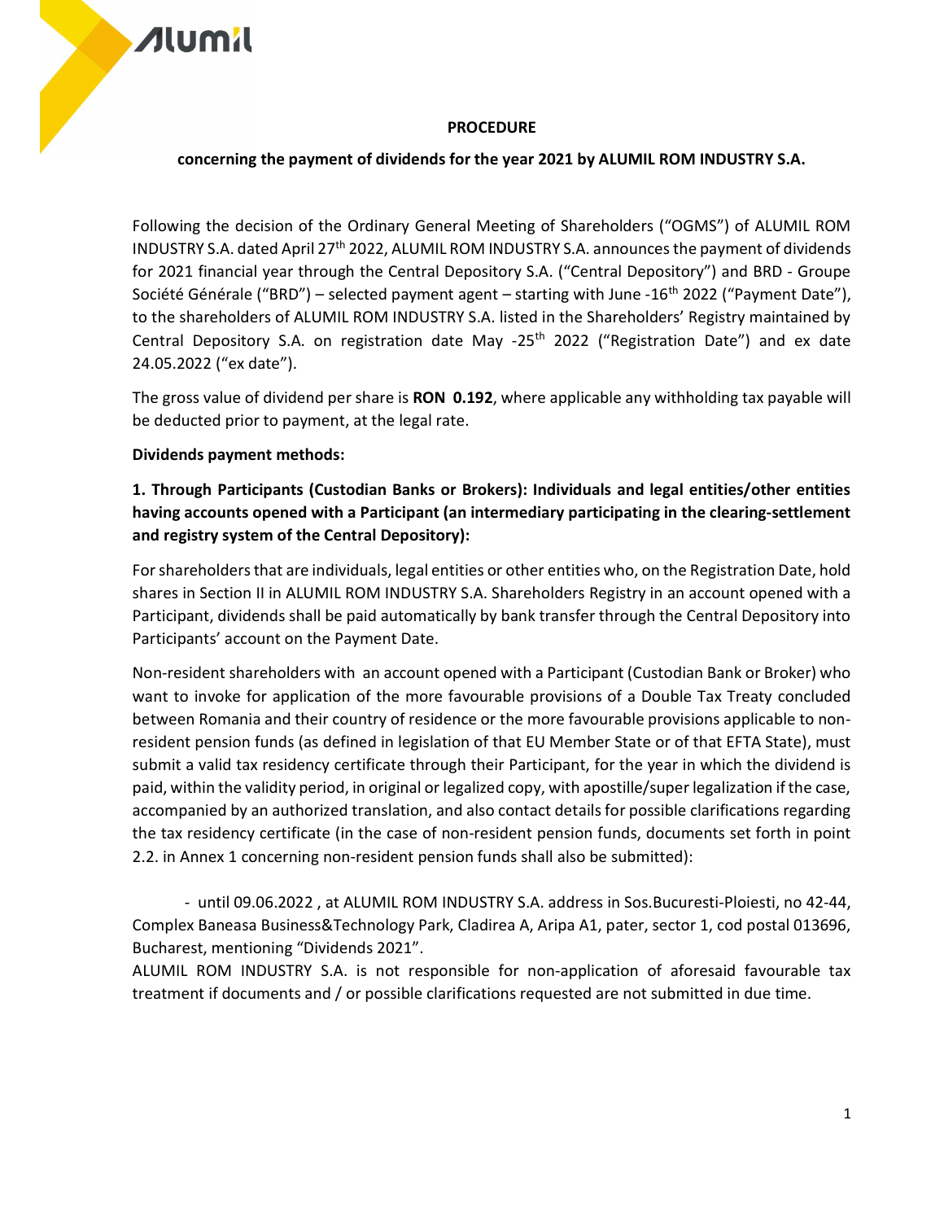**PROCEDURE**

**concerning the payment of dividends for the year 2021 by ALUMIL ROM INDUSTRY S.A.**

Following the decision of the Ordinary General Meeting of Shareholders ("OGMS") of ALUMIL ROM INDUSTRY S.A. dated April 27th 2022, ALUMIL ROM INDUSTRY S.A. announces the payment of dividends for 2021 financial year through the Central Depository S.A. ("Central Depository") and BRD - Groupe Société Générale ("BRD") – selected payment agent – starting with June -16th 2022 ("Payment Date"), to the shareholders of ALUMIL ROM INDUSTRY S.A. listed in the Shareholders' Registry maintained by Central Depository S.A. on registration date May -25th 2022 ("Registration Date") and ex date 24.05.2022 ("ex date").

The gross value of dividend per share is **RON 0.192**, where applicable any withholding tax payable will be deducted prior to payment, at the legal rate.

**Dividends payment methods:**

**1. Through Participants (Custodian Banks or Brokers): Individuals and legal entities/other entities having accounts opened with a Participant (an intermediary participating in the clearing-settlement and registry system of the Central Depository):**

For shareholders that are individuals, legal entities or other entities who, on the Registration Date, hold shares in Section II in ALUMIL ROM INDUSTRY S.A. Shareholders Registry in an account opened with a Participant, dividends shall be paid automatically by bank transfer through the Central Depository into Participants' account on the Payment Date.

Non-resident shareholders with an account opened with a Participant (Custodian Bank or Broker) who want to invoke for application of the more favourable provisions of a Double Tax Treaty concluded between Romania and their country of residence or the more favourable provisions applicable to non-resident pension funds (as defined in legislation of that EU Member State or of that EFTA State), must submit a valid tax residency certificate through their Participant, for the year in which the dividend is paid, within the validity period, in original or legalized copy, with apostille/super legalization if the case, accompanied by an authorized translation, and also contact details for possible clarifications regarding the tax residency certificate (in the case of non-resident pension funds, documents set forth in point 2.2. in Annex 1 concerning non-resident pension funds shall also be submitted):

- until 09.06.2022 , at ALUMIL ROM INDUSTRY S.A. address in Sos.Bucuresti-Ploiesti, no 42-44, Complex Baneasa Business&Technology Park, Cladirea A, Aripa A1, pater, sector 1, cod postal 013696, Bucharest, mentioning "Dividends 2021".

ALUMIL ROM INDUSTRY S.A. is not responsible for non-application of aforesaid favourable tax treatment if documents and / or possible clarifications requested are not submitted in due time.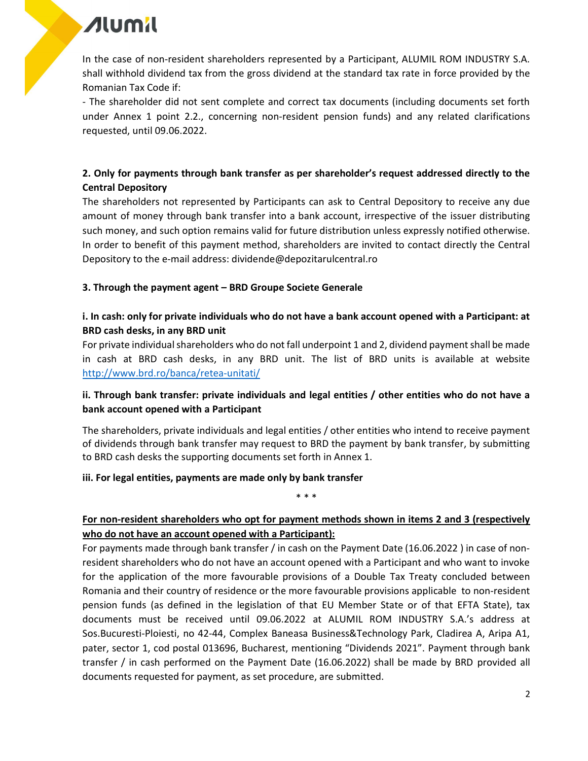In the case of non-resident shareholders represented by a Participant, ALUMIL ROM INDUSTRY S.A. shall withhold dividend tax from the gross dividend at the standard tax rate in force provided by the Romanian Tax Code if:

- The shareholder did not sent complete and correct tax documents (including documents set forth under Annex 1 point 2.2., concerning non-resident pension funds) and any related clarifications requested, until 09.06.2022.

**2. Only for payments through bank transfer as per shareholder's request addressed directly to the Central Depository**

The shareholders not represented by Participants can ask to Central Depository to receive any due amount of money through bank transfer into a bank account, irrespective of the issuer distributing such money, and such option remains valid for future distribution unless expressly notified otherwise. In order to benefit of this payment method, shareholders are invited to contact directly the Central Depository to the e-mail address: dividende@depozitarulcentral.ro

**3. Through the payment agent – BRD Groupe Societe Generale**

**i. In cash: only for private individuals who do not have a bank account opened with a Participant: at BRD cash desks, in any BRD unit**

For private individual shareholders who do not fall underpoint 1 and 2, dividend payment shall be made in cash at BRD cash desks, in any BRD unit. The list of BRD units is available at website http://www.brd.ro/banca/retea-unitati/

**ii. Through bank transfer: private individuals and legal entities / other entities who do not have a bank account opened with a Participant**

The shareholders, private individuals and legal entities / other entities who intend to receive payment of dividends through bank transfer may request to BRD the payment by bank transfer, by submitting to BRD cash desks the supporting documents set forth in Annex 1.

**iii. For legal entities, payments are made only by bank transfer**

\* \* \*

**For non-resident shareholders who opt for payment methods shown in items 2 and 3 (respectively who do not have an account opened with a Participant):**

For payments made through bank transfer / in cash on the Payment Date (16.06.2022 ) in case of non-resident shareholders who do not have an account opened with a Participant and who want to invoke for the application of the more favourable provisions of a Double Tax Treaty concluded between Romania and their country of residence or the more favourable provisions applicable to non-resident pension funds (as defined in the legislation of that EU Member State or of that EFTA State), tax documents must be received until 09.06.2022 at ALUMIL ROM INDUSTRY S.A.'s address at Sos.Bucuresti-Ploiesti, no 42-44, Complex Baneasa Business&Technology Park, Cladirea A, Aripa A1, pater, sector 1, cod postal 013696, Bucharest, mentioning "Dividends 2021". Payment through bank transfer / in cash performed on the Payment Date (16.06.2022) shall be made by BRD provided all documents requested for payment, as set procedure, are submitted.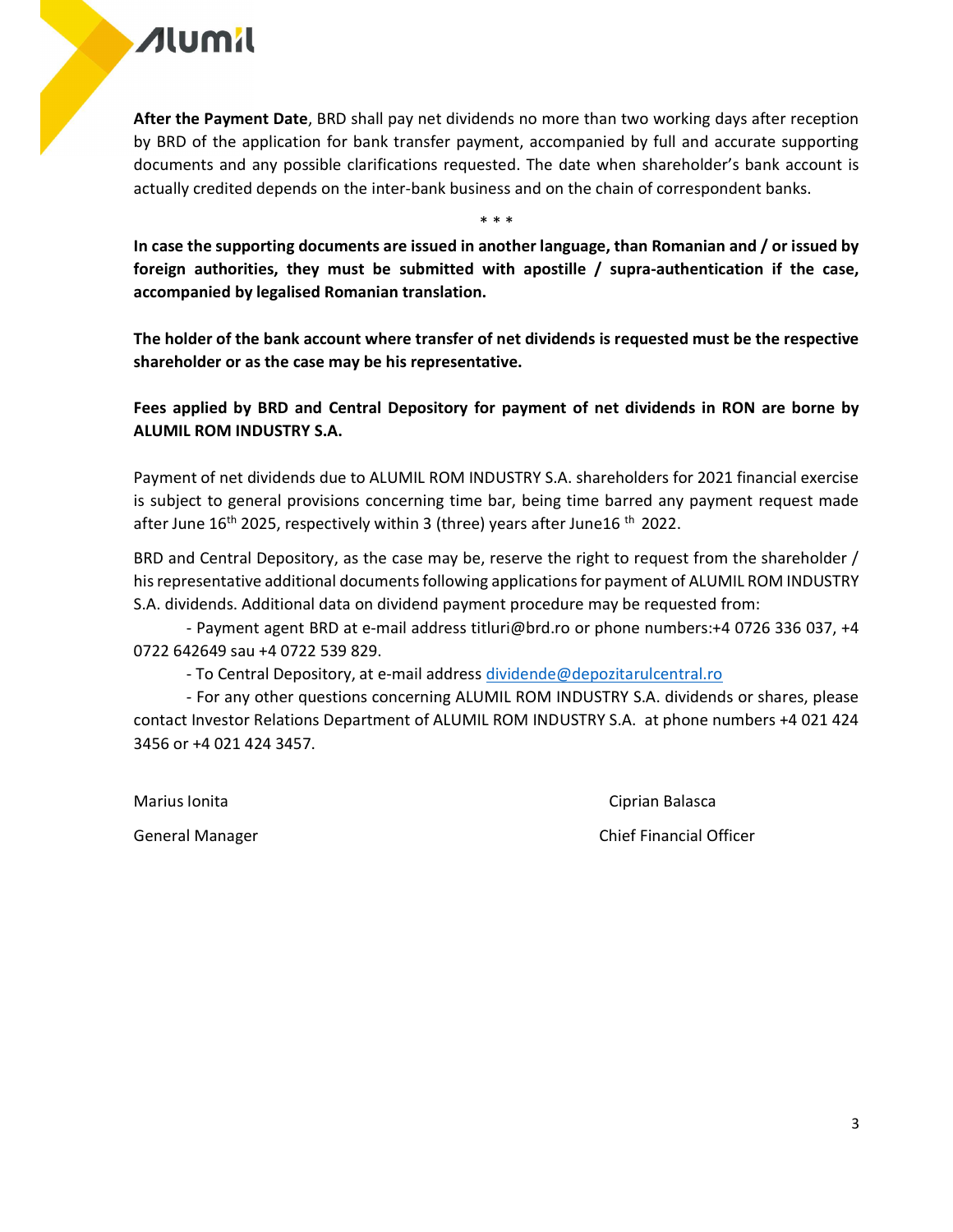**After the Payment Date**, BRD shall pay net dividends no more than two working days after reception by BRD of the application for bank transfer payment, accompanied by full and accurate supporting documents and any possible clarifications requested. The date when shareholder's bank account is actually credited depends on the inter-bank business and on the chain of correspondent banks.

\* \* \*

**In case the supporting documents are issued in another language, than Romanian and / or issued by foreign authorities, they must be submitted with apostille / supra-authentication if the case, accompanied by legalised Romanian translation.**

**The holder of the bank account where transfer of net dividends is requested must be the respective shareholder or as the case may be his representative.**

**Fees applied by BRD and Central Depository for payment of net dividends in RON are borne by ALUMIL ROM INDUSTRY S.A.**

Payment of net dividends due to ALUMIL ROM INDUSTRY S.A. shareholders for 2021 financial exercise is subject to general provisions concerning time bar, being time barred any payment request made after June 16th 2025, respectively within 3 (three) years after June16 th 2022.

BRD and Central Depository, as the case may be, reserve the right to request from the shareholder / his representative additional documents following applications for payment of ALUMIL ROM INDUSTRY S.A. dividends. Additional data on dividend payment procedure may be requested from:

- Payment agent BRD at e-mail address titluri@brd.ro or phone numbers:+4 0726 336 037, +4 0722 642649 sau +4 0722 539 829.
- To Central Depository, at e-mail address dividende@depozitarulcentral.ro
- For any other questions concerning ALUMIL ROM INDUSTRY S.A. dividends or shares, please contact Investor Relations Department of ALUMIL ROM INDUSTRY S.A. at phone numbers +4 021 424 3456 or +4 021 424 3457.

Marius Ionita

General Manager

Ciprian Balasca

Chief Financial Officer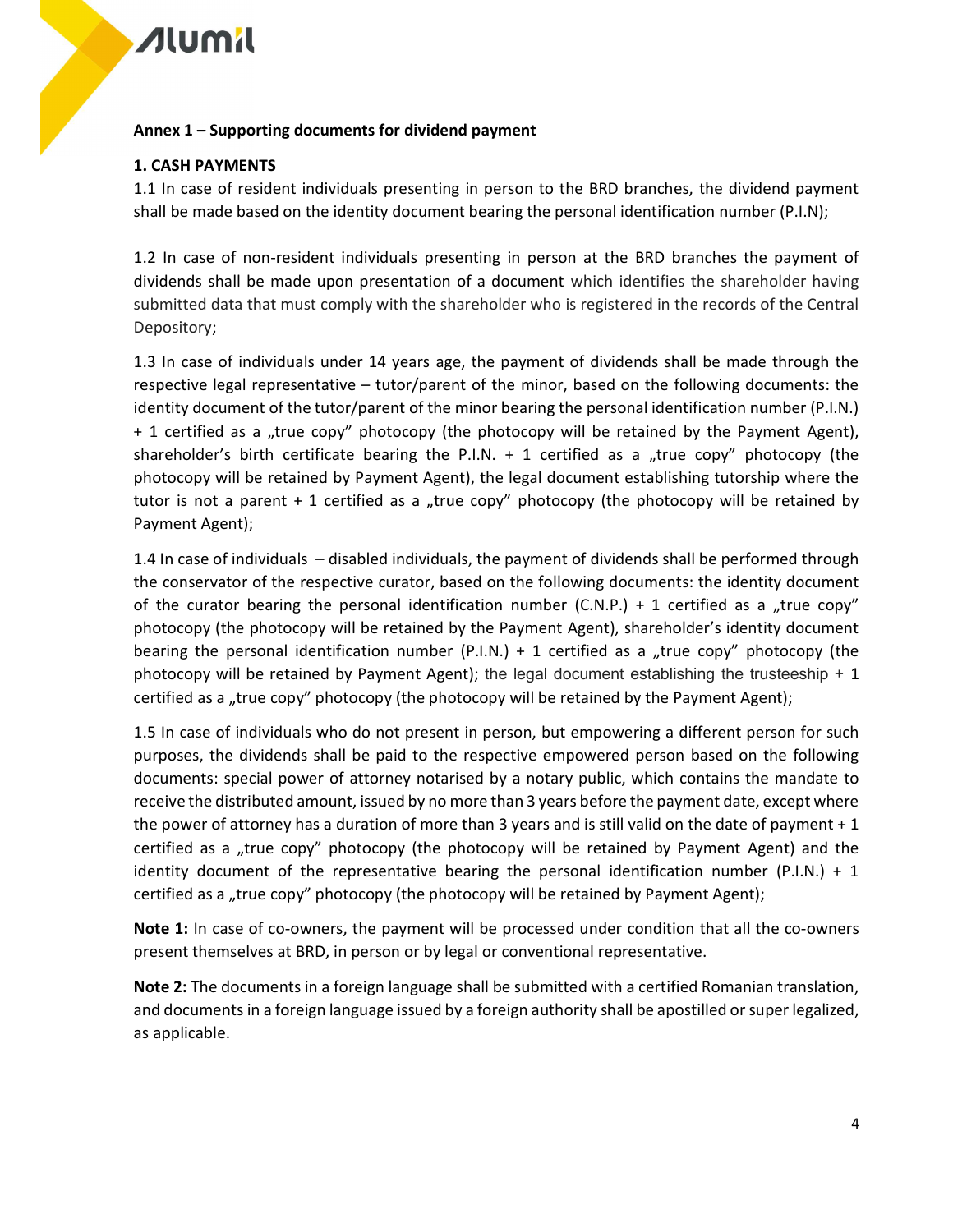**Annex 1 – Supporting documents for dividend payment**

**1. CASH PAYMENTS**

1.1 In case of resident individuals presenting in person to the BRD branches, the dividend payment shall be made based on the identity document bearing the personal identification number (P.I.N);

1.2 In case of non-resident individuals presenting in person at the BRD branches the payment of dividends shall be made upon presentation of a document which identifies the shareholder having submitted data that must comply with the shareholder who is registered in the records of the Central Depository;

1.3 In case of individuals under 14 years age, the payment of dividends shall be made through the respective legal representative – tutor/parent of the minor, based on the following documents: the identity document of the tutor/parent of the minor bearing the personal identification number (P.I.N.) + 1 certified as a „true copy" photocopy (the photocopy will be retained by the Payment Agent), shareholder's birth certificate bearing the P.I.N. + 1 certified as a „true copy" photocopy (the photocopy will be retained by Payment Agent), the legal document establishing tutorship where the tutor is not a parent + 1 certified as a „true copy" photocopy (the photocopy will be retained by Payment Agent);

1.4 In case of individuals – disabled individuals, the payment of dividends shall be performed through the conservator of the respective curator, based on the following documents: the identity document of the curator bearing the personal identification number (C.N.P.) + 1 certified as a „true copy" photocopy (the photocopy will be retained by the Payment Agent), shareholder's identity document bearing the personal identification number (P.I.N.) + 1 certified as a „true copy" photocopy (the photocopy will be retained by Payment Agent); the legal document establishing the trusteeship + 1 certified as a „true copy" photocopy (the photocopy will be retained by the Payment Agent);

1.5 In case of individuals who do not present in person, but empowering a different person for such purposes, the dividends shall be paid to the respective empowered person based on the following documents: special power of attorney notarised by a notary public, which contains the mandate to receive the distributed amount, issued by no more than 3 years before the payment date, except where the power of attorney has a duration of more than 3 years and is still valid on the date of payment + 1 certified as a „true copy" photocopy (the photocopy will be retained by Payment Agent) and the identity document of the representative bearing the personal identification number (P.I.N.) + 1 certified as a „true copy" photocopy (the photocopy will be retained by Payment Agent);

**Note 1:** In case of co-owners, the payment will be processed under condition that all the co-owners present themselves at BRD, in person or by legal or conventional representative.

**Note 2:** The documents in a foreign language shall be submitted with a certified Romanian translation, and documents in a foreign language issued by a foreign authority shall be apostilled or super legalized, as applicable.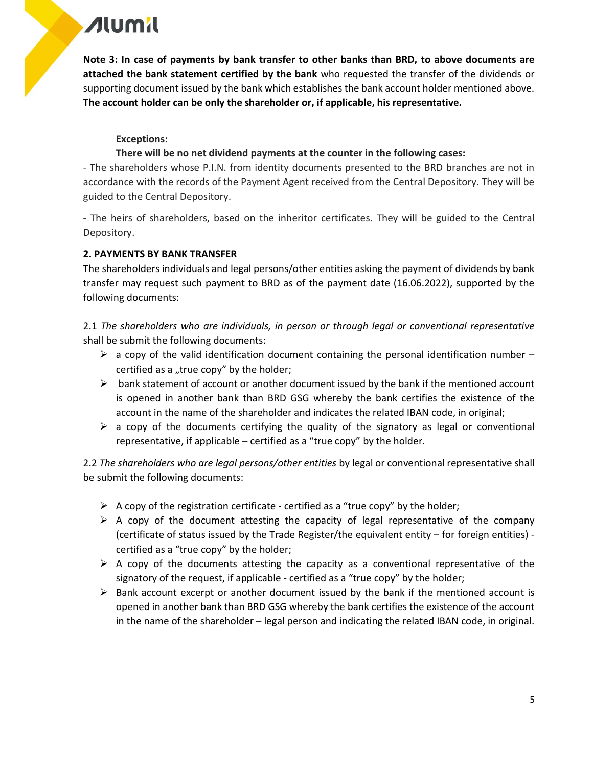**Note 3: In case of payments by bank transfer to other banks than BRD, to above documents are attached the bank statement certified by the bank** who requested the transfer of the dividends or supporting document issued by the bank which establishes the bank account holder mentioned above. **The account holder can be only the shareholder or, if applicable, his representative.**

**Exceptions:**

**There will be no net dividend payments at the counter in the following cases:**

- The shareholders whose P.I.N. from identity documents presented to the BRD branches are not in accordance with the records of the Payment Agent received from the Central Depository. They will be guided to the Central Depository.

- The heirs of shareholders, based on the inheritor certificates. They will be guided to the Central Depository.

**2. PAYMENTS BY BANK TRANSFER**

The shareholders individuals and legal persons/other entities asking the payment of dividends by bank transfer may request such payment to BRD as of the payment date (16.06.2022), supported by the following documents:

2.1 *The shareholders who are individuals, in person or through legal or conventional representative* shall be submit the following documents:

- a copy of the valid identification document containing the personal identification number – certified as a „true copy" by the holder;
- bank statement of account or another document issued by the bank if the mentioned account is opened in another bank than BRD GSG whereby the bank certifies the existence of the account in the name of the shareholder and indicates the related IBAN code, in original;
- a copy of the documents certifying the quality of the signatory as legal or conventional representative, if applicable – certified as a "true copy" by the holder.

2.2 *The shareholders who are legal persons/other entities* by legal or conventional representative shall be submit the following documents:

- A copy of the registration certificate - certified as a "true copy" by the holder;
- A copy of the document attesting the capacity of legal representative of the company (certificate of status issued by the Trade Register/the equivalent entity – for foreign entities) - certified as a "true copy" by the holder;
- A copy of the documents attesting the capacity as a conventional representative of the signatory of the request, if applicable - certified as a "true copy" by the holder;
- Bank account excerpt or another document issued by the bank if the mentioned account is opened in another bank than BRD GSG whereby the bank certifies the existence of the account in the name of the shareholder – legal person and indicating the related IBAN code, in original.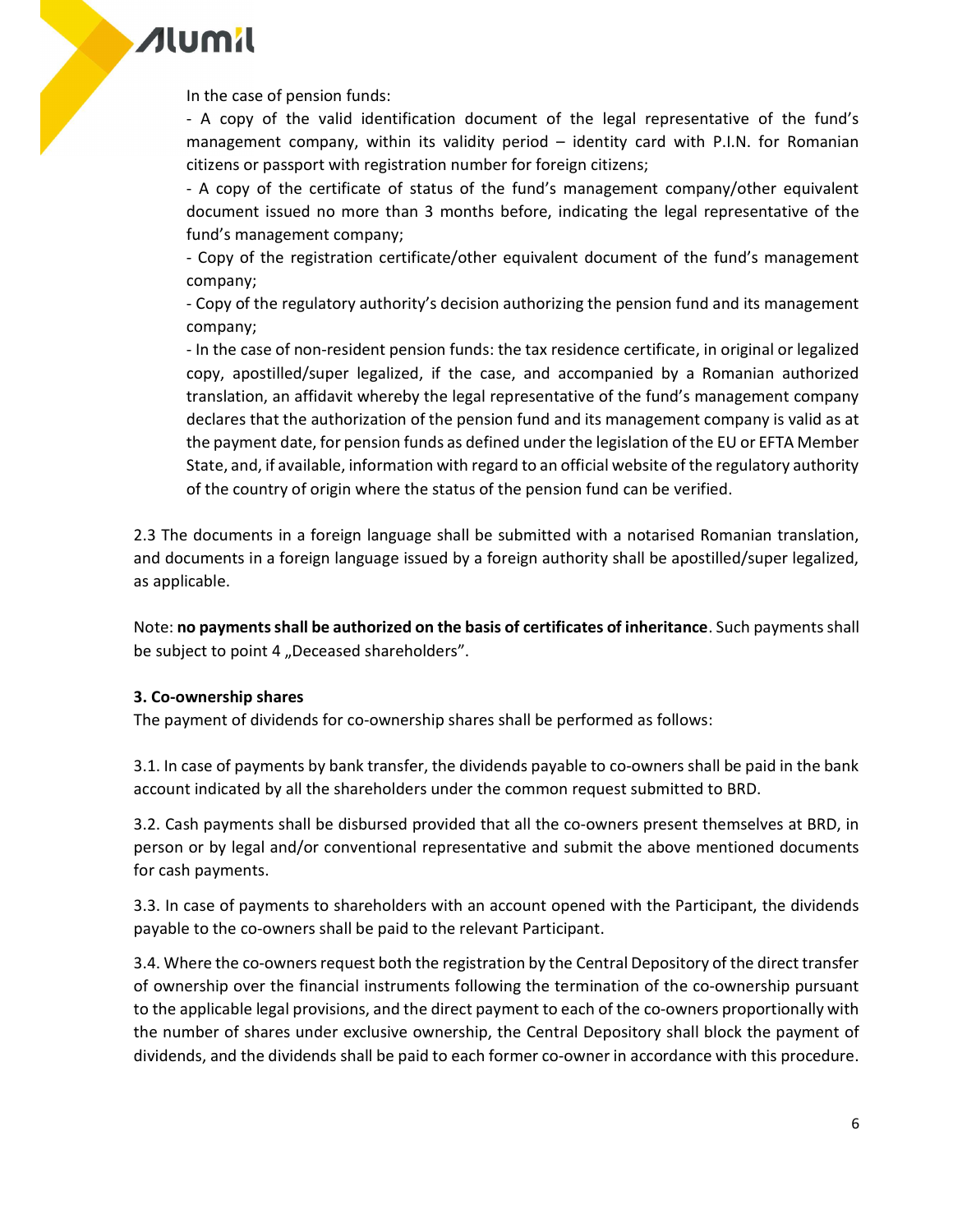In the case of pension funds:

- A copy of the valid identification document of the legal representative of the fund's management company, within its validity period – identity card with P.I.N. for Romanian citizens or passport with registration number for foreign citizens;
- A copy of the certificate of status of the fund's management company/other equivalent document issued no more than 3 months before, indicating the legal representative of the fund's management company;
- Copy of the registration certificate/other equivalent document of the fund's management company;
- Copy of the regulatory authority's decision authorizing the pension fund and its management company;
- In the case of non-resident pension funds: the tax residence certificate, in original or legalized copy, apostilled/super legalized, if the case, and accompanied by a Romanian authorized translation, an affidavit whereby the legal representative of the fund's management company declares that the authorization of the pension fund and its management company is valid as at the payment date, for pension funds as defined under the legislation of the EU or EFTA Member State, and, if available, information with regard to an official website of the regulatory authority of the country of origin where the status of the pension fund can be verified.

2.3 The documents in a foreign language shall be submitted with a notarised Romanian translation, and documents in a foreign language issued by a foreign authority shall be apostilled/super legalized, as applicable.

Note: **no payments shall be authorized on the basis of certificates of inheritance**. Such payments shall be subject to point 4 „Deceased shareholders".

### 3. Co-ownership shares

The payment of dividends for co-ownership shares shall be performed as follows:

3.1. In case of payments by bank transfer, the dividends payable to co-owners shall be paid in the bank account indicated by all the shareholders under the common request submitted to BRD.

3.2. Cash payments shall be disbursed provided that all the co-owners present themselves at BRD, in person or by legal and/or conventional representative and submit the above mentioned documents for cash payments.

3.3. In case of payments to shareholders with an account opened with the Participant, the dividends payable to the co-owners shall be paid to the relevant Participant.

3.4. Where the co-owners request both the registration by the Central Depository of the direct transfer of ownership over the financial instruments following the termination of the co-ownership pursuant to the applicable legal provisions, and the direct payment to each of the co-owners proportionally with the number of shares under exclusive ownership, the Central Depository shall block the payment of dividends, and the dividends shall be paid to each former co-owner in accordance with this procedure.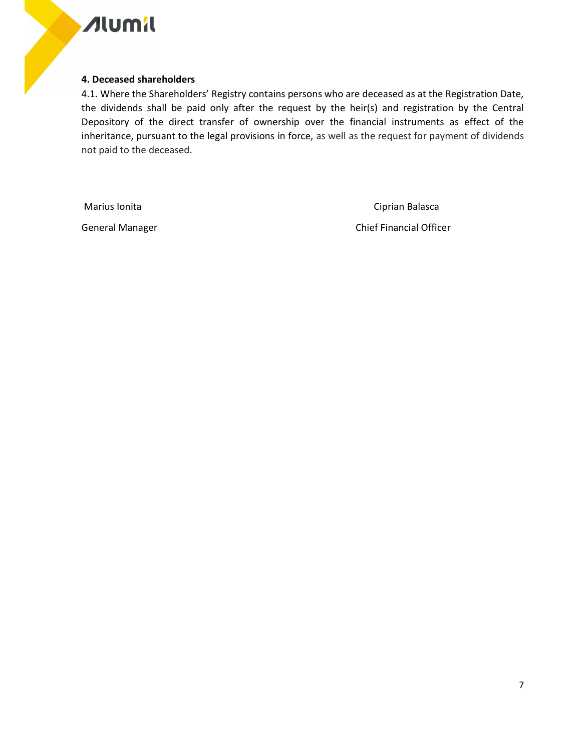**4. Deceased shareholders**

4.1. Where the Shareholders' Registry contains persons who are deceased as at the Registration Date, the dividends shall be paid only after the request by the heir(s) and registration by the Central Depository of the direct transfer of ownership over the financial instruments as effect of the inheritance, pursuant to the legal provisions in force, as well as the request for payment of dividends not paid to the deceased.

| | |
|---|---|
| Marius Ionita | Ciprian Balasca |
| General Manager | Chief Financial Officer |